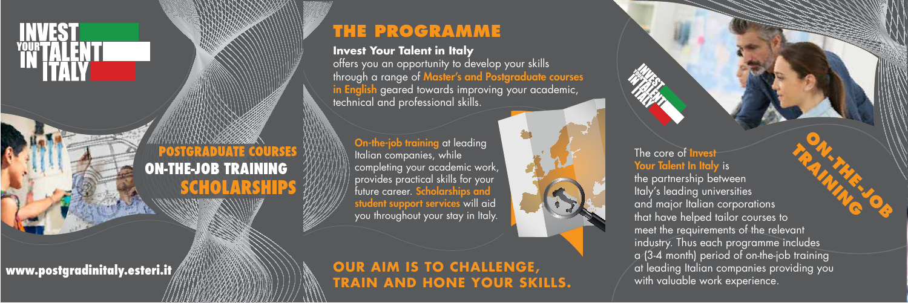# INVEST YOUR TALENT IN ITALY

**POSTGRADUATE COURSES**
**ON-THE-JOB TRAINING**
**SCHOLARSHIPS**

**www.postgradinitaly.esteri.it**

## THE PROGRAMME

**Invest Your Talent in Italy**
offers you an opportunity to develop your skills through a range of **Master's and Postgraduate courses in English** geared towards improving your academic, technical and professional skills.

**On-the-job training** at leading Italian companies, while completing your academic work, provides practical skills for your future career. **Scholarships and student support services** will aid you throughout your stay in Italy.

## OUR AIM IS TO CHALLENGE, TRAIN AND HONE YOUR SKILLS.

## ON-THE-JOB TRAINING

The core of **Invest Your Talent In Italy** is the partnership between Italy's leading universities and major Italian corporations that have helped tailor courses to meet the requirements of the relevant industry. Thus each programme includes a (3-4 month) period of on-the-job training at leading Italian companies providing you with valuable work experience.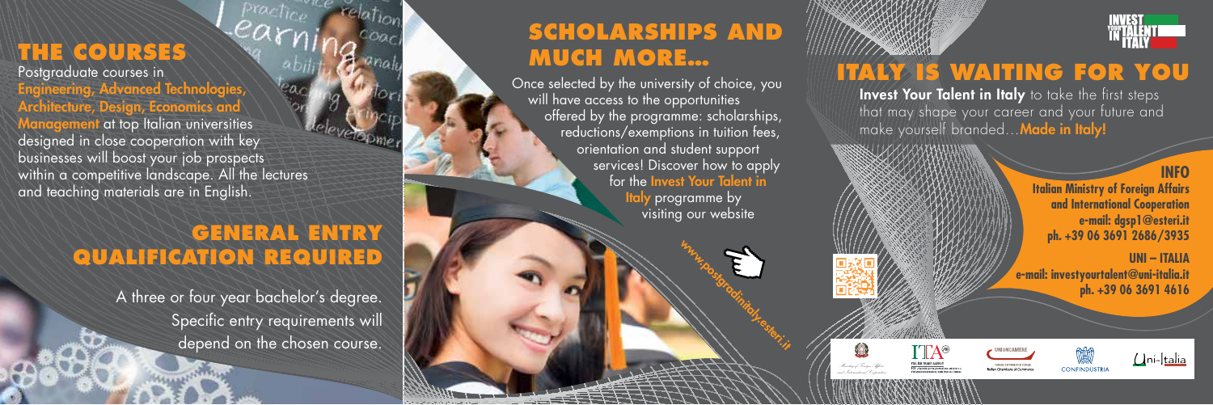## THE COURSES

Postgraduate courses in **Engineering, Advanced Technologies, Architecture, Design, Economics and Management** at top Italian universities designed in close cooperation with key businesses will boost your job prospects within a competitive landscape. All the lectures and teaching materials are in English.

## GENERAL ENTRY QUALIFICATION REQUIRED

A three or four year bachelor's degree. Specific entry requirements will depend on the chosen course.

## SCHOLARSHIPS AND MUCH MORE...

Once selected by the university of choice, you will have access to the opportunities offered by the programme: scholarships, reductions/exemptions in tuition fees, orientation and student support services! Discover how to apply for the **Invest Your Talent in Italy** programme by visiting our website

www.postgradinitaly.esteri.it

INVEST YOUR TALENT IN ITALY

## ITALY IS WAITING FOR YOU

**Invest Your Talent in Italy** to take the first steps that may shape your career and your future and make yourself branded...**Made in Italy!**

### INFO

**Italian Ministry of Foreign Affairs and International Cooperation**
**e-mail: dgsp1@esteri.it**
**ph. +39 06 3691 2686/3935**

**UNI – ITALIA**
**e-mail: investyourtalent@uni-italia.it**
**ph. +39 06 3691 4616**

Ministry of Foreign Affairs and International Cooperation

ITA

UNIONCAMERE

CONFINDUSTRIA

Uni-Italia